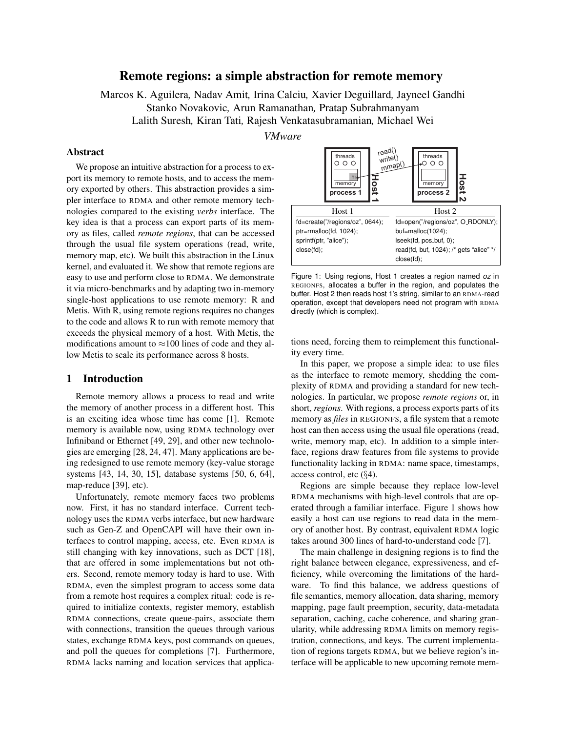# Remote regions: a simple abstraction for remote memory

Marcos K. Aguilera, Nadav Amit, Irina Calciu, Xavier Deguillard, Jayneel Gandhi
Stanko Novakovic, Arun Ramanathan, Pratap Subrahmanyam
Lalith Suresh, Kiran Tati, Rajesh Venkatasubramanian, Michael Wei

*VMware*

## Abstract

We propose an intuitive abstraction for a process to export its memory to remote hosts, and to access the memory exported by others. This abstraction provides a simpler interface to RDMA and other remote memory technologies compared to the existing *verbs* interface. The key idea is that a process can export parts of its memory as files, called *remote regions*, that can be accessed through the usual file system operations (read, write, memory map, etc). We built this abstraction in the Linux kernel, and evaluated it. We show that remote regions are easy to use and perform close to RDMA. We demonstrate it via micro-benchmarks and by adapting two in-memory single-host applications to use remote memory: R and Metis. With R, using remote regions requires no changes to the code and allows R to run with remote memory that exceeds the physical memory of a host. With Metis, the modifications amount to ≈100 lines of code and they allow Metis to scale its performance across 8 hosts.

| Host 1 | Host 2 |
|---|---|
| fd=create("/regions/oz", 0644); | fd=open("/regions/oz", O_RDONLY); |
| ptr=rmalloc(fd, 1024); | buf=malloc(1024); |
| sprintf(ptr, "alice"); | lseek(fd, pos_buf, 0); |
| close(fd); | read(fd, buf, 1024); /* gets "alice" */ |
| | close(fd); |

Figure 1: Using regions, Host 1 creates a region named *oz* in REGIONFS, allocates a buffer in the region, and populates the buffer. Host 2 then reads host 1's string, similar to an RDMA-read operation, except that developers need not program with RDMA directly (which is complex).

## 1 Introduction

Remote memory allows a process to read and write the memory of another process in a different host. This is an exciting idea whose time has come [1]. Remote memory is available now, using RDMA technology over Infiniband or Ethernet [49, 29], and other new technologies are emerging [28, 24, 47]. Many applications are being redesigned to use remote memory (key-value storage systems [43, 14, 30, 15], database systems [50, 6, 64], map-reduce [39], etc).

Unfortunately, remote memory faces two problems now. First, it has no standard interface. Current technology uses the RDMA verbs interface, but new hardware such as Gen-Z and OpenCAPI will have their own interfaces to control mapping, access, etc. Even RDMA is still changing with key innovations, such as DCT [18], that are offered in some implementations but not others. Second, remote memory today is hard to use. With RDMA, even the simplest program to access some data from a remote host requires a complex ritual: code is required to initialize contexts, register memory, establish RDMA connections, create queue-pairs, associate them with connections, transition the queues through various states, exchange RDMA keys, post commands on queues, and poll the queues for completions [7]. Furthermore, RDMA lacks naming and location services that applications need, forcing them to reimplement this functionality every time.

In this paper, we propose a simple idea: to use files as the interface to remote memory, shedding the complexity of RDMA and providing a standard for new technologies. In particular, we propose *remote regions* or, in short, *regions*. With regions, a process exports parts of its memory as *files* in REGIONFS, a file system that a remote host can then access using the usual file operations (read, write, memory map, etc). In addition to a simple interface, regions draw features from file systems to provide functionality lacking in RDMA: name space, timestamps, access control, etc (§4).

Regions are simple because they replace low-level RDMA mechanisms with high-level controls that are operated through a familiar interface. Figure 1 shows how easily a host can use regions to read data in the memory of another host. By contrast, equivalent RDMA logic takes around 300 lines of hard-to-understand code [7].

The main challenge in designing regions is to find the right balance between elegance, expressiveness, and efficiency, while overcoming the limitations of the hardware. To find this balance, we address questions of file semantics, memory allocation, data sharing, memory mapping, page fault preemption, security, data-metadata separation, caching, cache coherence, and sharing granularity, while addressing RDMA limits on memory registration, connections, and keys. The current implementation of regions targets RDMA, but we believe region's interface will be applicable to new upcoming remote mem-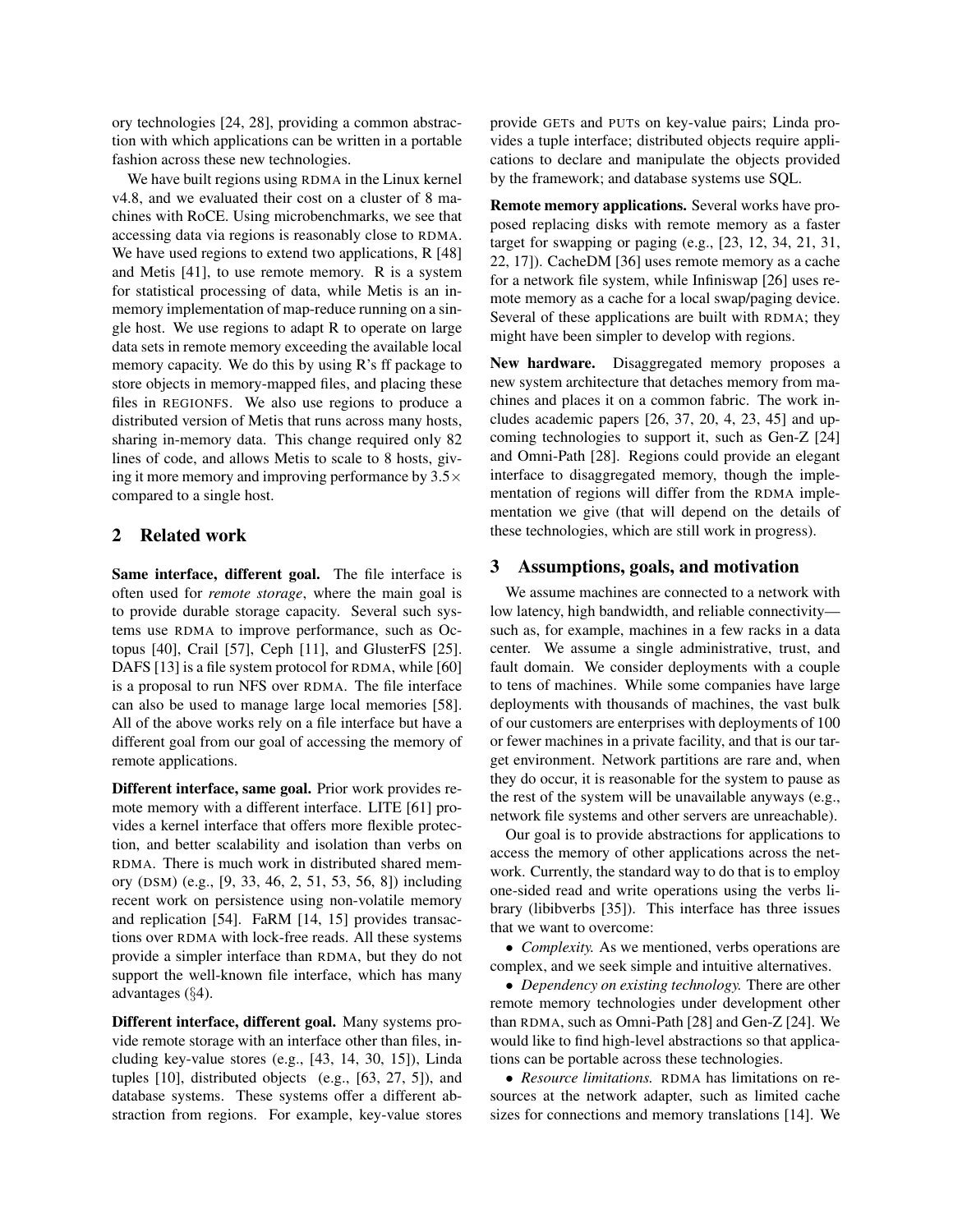ory technologies [24, 28], providing a common abstraction with which applications can be written in a portable fashion across these new technologies.

We have built regions using RDMA in the Linux kernel v4.8, and we evaluated their cost on a cluster of 8 machines with RoCE. Using microbenchmarks, we see that accessing data via regions is reasonably close to RDMA. We have used regions to extend two applications, R [48] and Metis [41], to use remote memory. R is a system for statistical processing of data, while Metis is an in-memory implementation of map-reduce running on a single host. We use regions to adapt R to operate on large data sets in remote memory exceeding the available local memory capacity. We do this by using R's ff package to store objects in memory-mapped files, and placing these files in REGIONFS. We also use regions to produce a distributed version of Metis that runs across many hosts, sharing in-memory data. This change required only 82 lines of code, and allows Metis to scale to 8 hosts, giving it more memory and improving performance by $3.5\times$ compared to a single host.

## 2 Related work

**Same interface, different goal.** The file interface is often used for *remote storage*, where the main goal is to provide durable storage capacity. Several such systems use RDMA to improve performance, such as Octopus [40], Crail [57], Ceph [11], and GlusterFS [25]. DAFS [13] is a file system protocol for RDMA, while [60] is a proposal to run NFS over RDMA. The file interface can also be used to manage large local memories [58]. All of the above works rely on a file interface but have a different goal from our goal of accessing the memory of remote applications.

**Different interface, same goal.** Prior work provides remote memory with a different interface. LITE [61] provides a kernel interface that offers more flexible protection, and better scalability and isolation than verbs on RDMA. There is much work in distributed shared memory (DSM) (e.g., [9, 33, 46, 2, 51, 53, 56, 8]) including recent work on persistence using non-volatile memory and replication [54]. FaRM [14, 15] provides transactions over RDMA with lock-free reads. All these systems provide a simpler interface than RDMA, but they do not support the well-known file interface, which has many advantages (§4).

**Different interface, different goal.** Many systems provide remote storage with an interface other than files, including key-value stores (e.g., [43, 14, 30, 15]), Linda tuples [10], distributed objects (e.g., [63, 27, 5]), and database systems. These systems offer a different abstraction from regions. For example, key-value stores provide GETs and PUTs on key-value pairs; Linda provides a tuple interface; distributed objects require applications to declare and manipulate the objects provided by the framework; and database systems use SQL.

**Remote memory applications.** Several works have proposed replacing disks with remote memory as a faster target for swapping or paging (e.g., [23, 12, 34, 21, 31, 22, 17]). CacheDM [36] uses remote memory as a cache for a network file system, while Infiniswap [26] uses remote memory as a cache for a local swap/paging device. Several of these applications are built with RDMA; they might have been simpler to develop with regions.

**New hardware.** Disaggregated memory proposes a new system architecture that detaches memory from machines and places it on a common fabric. The work includes academic papers [26, 37, 20, 4, 23, 45] and upcoming technologies to support it, such as Gen-Z [24] and Omni-Path [28]. Regions could provide an elegant interface to disaggregated memory, though the implementation of regions will differ from the RDMA implementation we give (that will depend on the details of these technologies, which are still work in progress).

## 3 Assumptions, goals, and motivation

We assume machines are connected to a network with low latency, high bandwidth, and reliable connectivity—such as, for example, machines in a few racks in a data center. We assume a single administrative, trust, and fault domain. We consider deployments with a couple to tens of machines. While some companies have large deployments with thousands of machines, the vast bulk of our customers are enterprises with deployments of 100 or fewer machines in a private facility, and that is our target environment. Network partitions are rare and, when they do occur, it is reasonable for the system to pause as the rest of the system will be unavailable anyways (e.g., network file systems and other servers are unreachable).

Our goal is to provide abstractions for applications to access the memory of other applications across the network. Currently, the standard way to do that is to employ one-sided read and write operations using the verbs library (libibverbs [35]). This interface has three issues that we want to overcome:

- *Complexity.* As we mentioned, verbs operations are complex, and we seek simple and intuitive alternatives.
- *Dependency on existing technology.* There are other remote memory technologies under development other than RDMA, such as Omni-Path [28] and Gen-Z [24]. We would like to find high-level abstractions so that applications can be portable across these technologies.
- *Resource limitations.* RDMA has limitations on resources at the network adapter, such as limited cache sizes for connections and memory translations [14]. We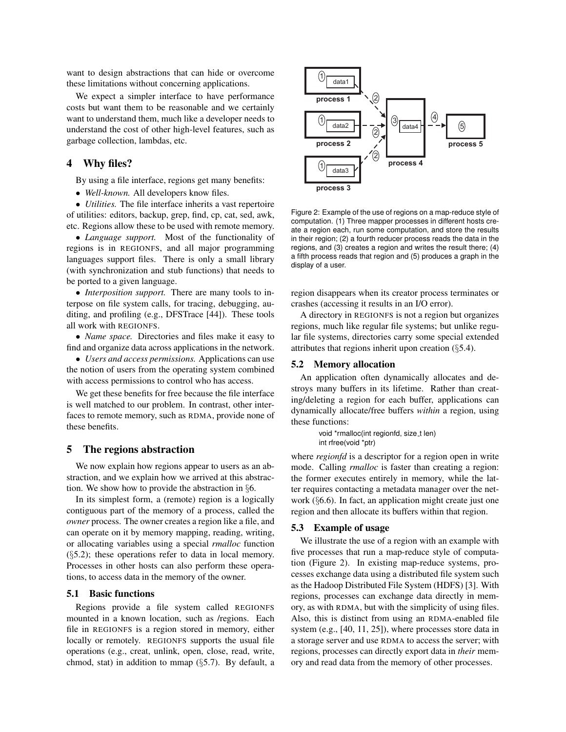want to design abstractions that can hide or overcome these limitations without concerning applications.

We expect a simpler interface to have performance costs but want them to be reasonable and we certainly want to understand them, much like a developer needs to understand the cost of other high-level features, such as garbage collection, lambdas, etc.

## 4 Why files?

By using a file interface, regions get many benefits:

- *Well-known.* All developers know files.
- *Utilities.* The file interface inherits a vast repertoire of utilities: editors, backup, grep, find, cp, cat, sed, awk, etc. Regions allow these to be used with remote memory.
- *Language support.* Most of the functionality of regions is in REGIONFS, and all major programming languages support files. There is only a small library (with synchronization and stub functions) that needs to be ported to a given language.
- *Interposition support.* There are many tools to interpose on file system calls, for tracing, debugging, auditing, and profiling (e.g., DFSTrace [44]). These tools all work with REGIONFS.
- *Name space.* Directories and files make it easy to find and organize data across applications in the network.
- *Users and access permissions.* Applications can use the notion of users from the operating system combined with access permissions to control who has access.

We get these benefits for free because the file interface is well matched to our problem. In contrast, other interfaces to remote memory, such as RDMA, provide none of these benefits.

## 5 The regions abstraction

We now explain how regions appear to users as an abstraction, and we explain how we arrived at this abstraction. We show how to provide the abstraction in §6.

In its simplest form, a (remote) region is a logically contiguous part of the memory of a process, called the *owner* process. The owner creates a region like a file, and can operate on it by memory mapping, reading, writing, or allocating variables using a special *rmalloc* function (§5.2); these operations refer to data in local memory. Processes in other hosts can also perform these operations, to access data in the memory of the owner.

### 5.1 Basic functions

Regions provide a file system called REGIONFS mounted in a known location, such as /regions. Each file in REGIONFS is a region stored in memory, either locally or remotely. REGIONFS supports the usual file operations (e.g., creat, unlink, open, close, read, write, chmod, stat) in addition to mmap (§5.7). By default, a region disappears when its creator process terminates or crashes (accessing it results in an I/O error).

Figure 2: Example of the use of regions on a map-reduce style of computation. (1) Three mapper processes in different hosts create a region each, run some computation, and store the results in their region; (2) a fourth reducer process reads the data in the regions, and (3) creates a region and writes the result there; (4) a fifth process reads that region and (5) produces a graph in the display of a user.

A directory in REGIONFS is not a region but organizes regions, much like regular file systems; but unlike regular file systems, directories carry some special extended attributes that regions inherit upon creation (§5.4).

### 5.2 Memory allocation

An application often dynamically allocates and destroys many buffers in its lifetime. Rather than creating/deleting a region for each buffer, applications can dynamically allocate/free buffers *within* a region, using these functions:

```
void *rmalloc(int regionfd, size_t len)
int rfree(void *ptr)
```

where *regionfd* is a descriptor for a region open in write mode. Calling *rmalloc* is faster than creating a region: the former executes entirely in memory, while the latter requires contacting a metadata manager over the network (§6.6). In fact, an application might create just one region and then allocate its buffers within that region.

### 5.3 Example of usage

We illustrate the use of a region with an example with five processes that run a map-reduce style of computation (Figure 2). In existing map-reduce systems, processes exchange data using a distributed file system such as the Hadoop Distributed File System (HDFS) [3]. With regions, processes can exchange data directly in memory, as with RDMA, but with the simplicity of using files. Also, this is distinct from using an RDMA-enabled file system (e.g., [40, 11, 25]), where processes store data in a storage server and use RDMA to access the server; with regions, processes can directly export data in *their* memory and read data from the memory of other processes.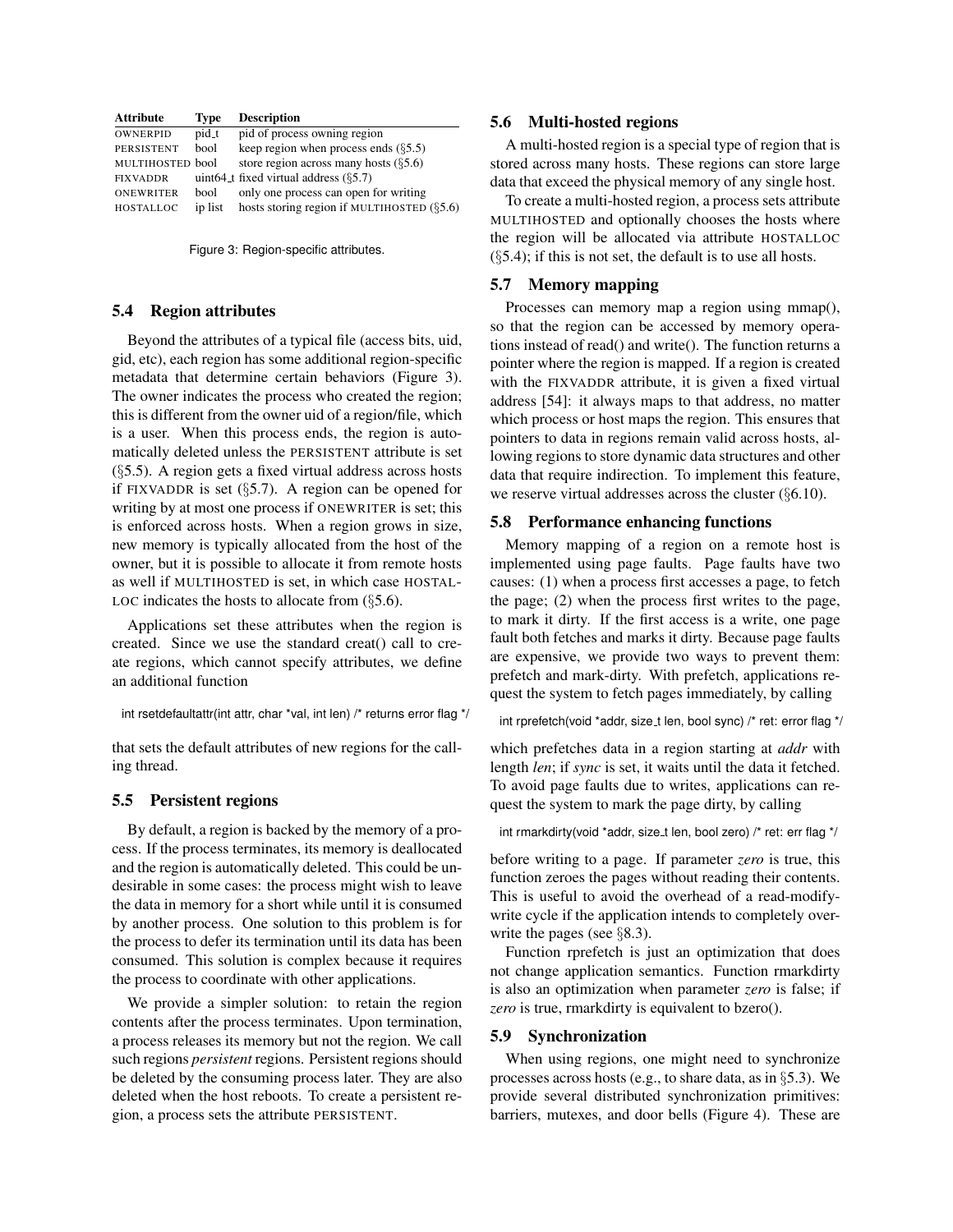| Attribute | Type | Description |
|---|---|---|
| OWNERPID | pid_t | pid of process owning region |
| PERSISTENT | bool | keep region when process ends (§5.5) |
| MULTIHOSTED | bool | store region across many hosts (§5.6) |
| FIXVADDR | uint64_t | fixed virtual address (§5.7) |
| ONEWRITER | bool | only one process can open for writing |
| HOSTALLOC | ip list | hosts storing region if MULTIHOSTED (§5.6) |

Figure 3: Region-specific attributes.

### 5.4 Region attributes

Beyond the attributes of a typical file (access bits, uid, gid, etc), each region has some additional region-specific metadata that determine certain behaviors (Figure 3). The owner indicates the process who created the region; this is different from the owner uid of a region/file, which is a user. When this process ends, the region is automatically deleted unless the PERSISTENT attribute is set (§5.5). A region gets a fixed virtual address across hosts if FIXVADDR is set (§5.7). A region can be opened for writing by at most one process if ONEWRITER is set; this is enforced across hosts. When a region grows in size, new memory is typically allocated from the host of the owner, but it is possible to allocate it from remote hosts as well if MULTIHOSTED is set, in which case HOSTALLOC indicates the hosts to allocate from (§5.6).

Applications set these attributes when the region is created. Since we use the standard creat() call to create regions, which cannot specify attributes, we define an additional function

```
int rsetdefaultattr(int attr, char *val, int len) /* returns error flag */
```

that sets the default attributes of new regions for the calling thread.

### 5.5 Persistent regions

By default, a region is backed by the memory of a process. If the process terminates, its memory is deallocated and the region is automatically deleted. This could be undesirable in some cases: the process might wish to leave the data in memory for a short while until it is consumed by another process. One solution to this problem is for the process to defer its termination until its data has been consumed. This solution is complex because it requires the process to coordinate with other applications.

We provide a simpler solution: to retain the region contents after the process terminates. Upon termination, a process releases its memory but not the region. We call such regions *persistent* regions. Persistent regions should be deleted by the consuming process later. They are also deleted when the host reboots. To create a persistent region, a process sets the attribute PERSISTENT.

### 5.6 Multi-hosted regions

A multi-hosted region is a special type of region that is stored across many hosts. These regions can store large data that exceed the physical memory of any single host.

To create a multi-hosted region, a process sets attribute MULTIHOSTED and optionally chooses the hosts where the region will be allocated via attribute HOSTALLOC (§5.4); if this is not set, the default is to use all hosts.

### 5.7 Memory mapping

Processes can memory map a region using mmap(), so that the region can be accessed by memory operations instead of read() and write(). The function returns a pointer where the region is mapped. If a region is created with the FIXVADDR attribute, it is given a fixed virtual address [54]: it always maps to that address, no matter which process or host maps the region. This ensures that pointers to data in regions remain valid across hosts, allowing regions to store dynamic data structures and other data that require indirection. To implement this feature, we reserve virtual addresses across the cluster (§6.10).

### 5.8 Performance enhancing functions

Memory mapping of a region on a remote host is implemented using page faults. Page faults have two causes: (1) when a process first accesses a page, to fetch the page; (2) when the process first writes to the page, to mark it dirty. If the first access is a write, one page fault both fetches and marks it dirty. Because page faults are expensive, we provide two ways to prevent them: prefetch and mark-dirty. With prefetch, applications request the system to fetch pages immediately, by calling

```
int rprefetch(void *addr, size_t len, bool sync) /* ret: error flag */
```

which prefetches data in a region starting at *addr* with length *len*; if *sync* is set, it waits until the data it fetched. To avoid page faults due to writes, applications can request the system to mark the page dirty, by calling

```
int rmarkdirty(void *addr, size_t len, bool zero) /* ret: err flag */
```

before writing to a page. If parameter *zero* is true, this function zeroes the pages without reading their contents. This is useful to avoid the overhead of a read-modify-write cycle if the application intends to completely overwrite the pages (see §8.3).

Function rprefetch is just an optimization that does not change application semantics. Function rmarkdirty is also an optimization when parameter *zero* is false; if *zero* is true, rmarkdirty is equivalent to bzero().

### 5.9 Synchronization

When using regions, one might need to synchronize processes across hosts (e.g., to share data, as in §5.3). We provide several distributed synchronization primitives: barriers, mutexes, and door bells (Figure 4). These are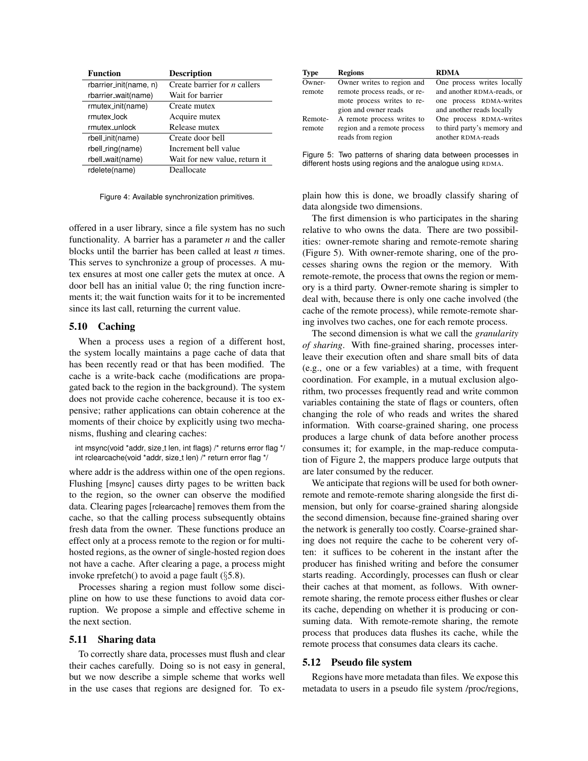| Function | Description |
|---|---|
| rbarrier_init(name, n) | Create barrier for *n* callers |
| rbarrier_wait(name) | Wait for barrier |
| rmutex_init(name) | Create mutex |
| rmutex_lock | Acquire mutex |
| rmutex_unlock | Release mutex |
| rbell_init(name) | Create door bell |
| rbell_ring(name) | Increment bell value |
| rbell_wait(name) | Wait for new value, return it |
| rdelete(name) | Deallocate |

Figure 4: Available synchronization primitives.

offered in a user library, since a file system has no such functionality. A barrier has a parameter *n* and the caller blocks until the barrier has been called at least *n* times. This serves to synchronize a group of processes. A mutex ensures at most one caller gets the mutex at once. A door bell has an initial value 0; the ring function increments it; the wait function waits for it to be incremented since its last call, returning the current value.

### 5.10 Caching

When a process uses a region of a different host, the system locally maintains a page cache of data that has been recently read or that has been modified. The cache is a write-back cache (modifications are propagated back to the region in the background). The system does not provide cache coherence, because it is too expensive; rather applications can obtain coherence at the moments of their choice by explicitly using two mechanisms, flushing and clearing caches:

```
int msync(void *addr, size_t len, int flags) /* returns error flag */
int rclearcache(void *addr, size_t len) /* return error flag */
```

where addr is the address within one of the open regions. Flushing [msync] causes dirty pages to be written back to the region, so the owner can observe the modified data. Clearing pages [rclearcache] removes them from the cache, so that the calling process subsequently obtains fresh data from the owner. These functions produce an effect only at a process remote to the region or for multi-hosted regions, as the owner of single-hosted region does not have a cache. After clearing a page, a process might invoke rprefetch() to avoid a page fault (§5.8).

Processes sharing a region must follow some discipline on how to use these functions to avoid data corruption. We propose a simple and effective scheme in the next section.

### 5.11 Sharing data

To correctly share data, processes must flush and clear their caches carefully. Doing so is not easy in general, but we now describe a simple scheme that works well in the use cases that regions are designed for. To explain how this is done, we broadly classify sharing of data alongside two dimensions.

| Type | Regions | RDMA |
|---|---|---|
| Owner-remote | Owner writes to region and remote process reads, or remote process writes to region and owner reads | One process writes locally and another RDMA-reads, or one process RDMA-writes and another reads locally |
| Remote-remote | A remote process writes to region and a remote process reads from region | One process RDMA-writes to third party's memory and another RDMA-reads |

Figure 5: Two patterns of sharing data between processes in different hosts using regions and the analogue using RDMA.

The first dimension is who participates in the sharing relative to who owns the data. There are two possibilities: owner-remote sharing and remote-remote sharing (Figure 5). With owner-remote sharing, one of the processes sharing owns the region or the memory. With remote-remote, the process that owns the region or memory is a third party. Owner-remote sharing is simpler to deal with, because there is only one cache involved (the cache of the remote process), while remote-remote sharing involves two caches, one for each remote process.

The second dimension is what we call the *granularity of sharing*. With fine-grained sharing, processes interleave their execution often and share small bits of data (e.g., one or a few variables) at a time, with frequent coordination. For example, in a mutual exclusion algorithm, two processes frequently read and write common variables containing the state of flags or counters, often changing the role of who reads and writes the shared information. With coarse-grained sharing, one process produces a large chunk of data before another process consumes it; for example, in the map-reduce computation of Figure 2, the mappers produce large outputs that are later consumed by the reducer.

We anticipate that regions will be used for both owner-remote and remote-remote sharing alongside the first dimension, but only for coarse-grained sharing alongside the second dimension, because fine-grained sharing over the network is generally too costly. Coarse-grained sharing does not require the cache to be coherent very often: it suffices to be coherent in the instant after the producer has finished writing and before the consumer starts reading. Accordingly, processes can flush or clear their caches at that moment, as follows. With owner-remote sharing, the remote process either flushes or clear its cache, depending on whether it is producing or consuming data. With remote-remote sharing, the remote process that produces data flushes its cache, while the remote process that consumes data clears its cache.

### 5.12 Pseudo file system

Regions have more metadata than files. We expose this metadata to users in a pseudo file system /proc/regions,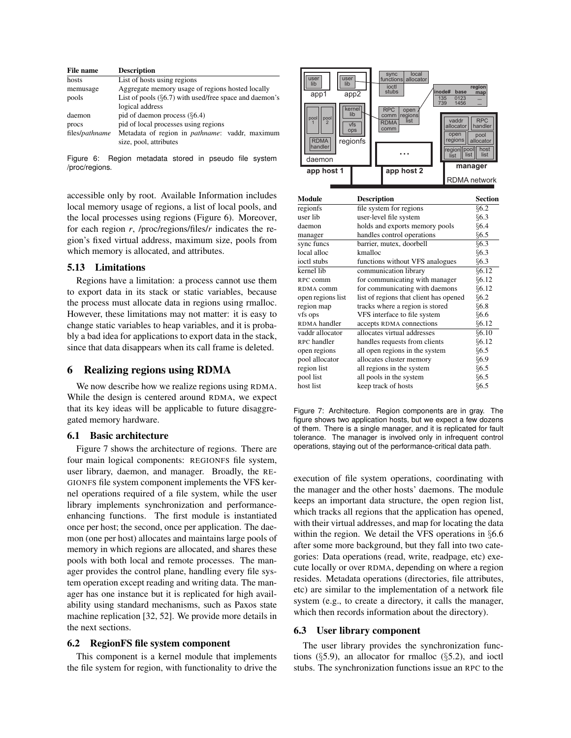| File name | Description |
|---|---|
| hosts | List of hosts using regions |
| memusage | Aggregate memory usage of regions hosted locally |
| pools | List of pools (§6.7) with used/free space and daemon's logical address |
| daemon | pid of daemon process (§6.4) |
| procs | pid of local processes using regions |
| files/*pathname* | Metadata of region in *pathname*: vaddr, maximum size, pool, attributes |

Figure 6: Region metadata stored in pseudo file system /proc/regions.

accessible only by root. Available Information includes local memory usage of regions, a list of local pools, and the local processes using regions (Figure 6). Moreover, for each region *r*, /proc/regions/files/*r* indicates the region's fixed virtual address, maximum size, pools from which memory is allocated, and attributes.

### 5.13 Limitations

Regions have a limitation: a process cannot use them to export data in its stack or static variables, because the process must allocate data in regions using rmalloc. However, these limitations may not matter: it is easy to change static variables to heap variables, and it is probably a bad idea for applications to export data in the stack, since that data disappears when its call frame is deleted.

## 6 Realizing regions using RDMA

We now describe how we realize regions using RDMA. While the design is centered around RDMA, we expect that its key ideas will be applicable to future disaggregated memory hardware.

### 6.1 Basic architecture

Figure 7 shows the architecture of regions. There are four main logical components: REGIONFS file system, user library, daemon, and manager. Broadly, the REGIONFS file system component implements the VFS kernel operations required of a file system, while the user library implements synchronization and performance-enhancing functions. The first module is instantiated once per host; the second, once per application. The daemon (one per host) allocates and maintains large pools of memory in which regions are allocated, and shares these pools with both local and remote processes. The manager provides the control plane, handling every file system operation except reading and writing data. The manager has one instance but it is replicated for high availability using standard mechanisms, such as Paxos state machine replication [32, 52]. We provide more details in the next sections.

### 6.2 RegionFS file system component

This component is a kernel module that implements the file system for region, with functionality to drive the execution of file system operations, coordinating with the manager and the other hosts' daemons. The module keeps an important data structure, the open region list, which tracks all regions that the application has opened, with their virtual addresses, and map for locating the data within the region. We detail the VFS operations in §6.6 after some more background, but they fall into two categories: Data operations (read, write, readpage, etc) execute locally or over RDMA, depending on where a region resides. Metadata operations (directories, file attributes, etc) are similar to the implementation of a network file system (e.g., to create a directory, it calls the manager, which then records information about the directory).

| Module | Description | Section |
|---|---|---|
| regionfs | file system for regions | §6.2 |
| user lib | user-level file system | §6.3 |
| daemon | holds and exports memory pools | §6.4 |
| manager | handles control operations | §6.5 |
| sync funcs | barrier, mutex, doorbell | §6.3 |
| local alloc | kmalloc | §6.3 |
| ioctl stubs | functions without VFS analogues | §6.3 |
| kernel lib | communication library | §6.12 |
| RPC comm | for communicating with manager | §6.12 |
| RDMA comm | for communicating with daemons | §6.12 |
| open regions list | list of regions that client has opened | §6.2 |
| region map | tracks where a region is stored | §6.8 |
| vfs ops | VFS interface to file system | §6.6 |
| RDMA handler | accepts RDMA connections | §6.12 |
| vaddr allocator | allocates virtual addresses | §6.10 |
| RPC handler | handles requests from clients | §6.12 |
| open regions | all open regions in the system | §6.5 |
| pool allocator | allocates cluster memory | §6.9 |
| region list | all regions in the system | §6.5 |
| pool list | all pools in the system | §6.5 |
| host list | keep track of hosts | §6.5 |

Figure 7: Architecture. Region components are in gray. The figure shows two application hosts, but we expect a few dozens of them. There is a single manager, and it is replicated for fault tolerance. The manager is involved only in infrequent control operations, staying out of the performance-critical data path.

### 6.3 User library component

The user library provides the synchronization functions (§5.9), an allocator for rmalloc (§5.2), and ioctl stubs. The synchronization functions issue an RPC to the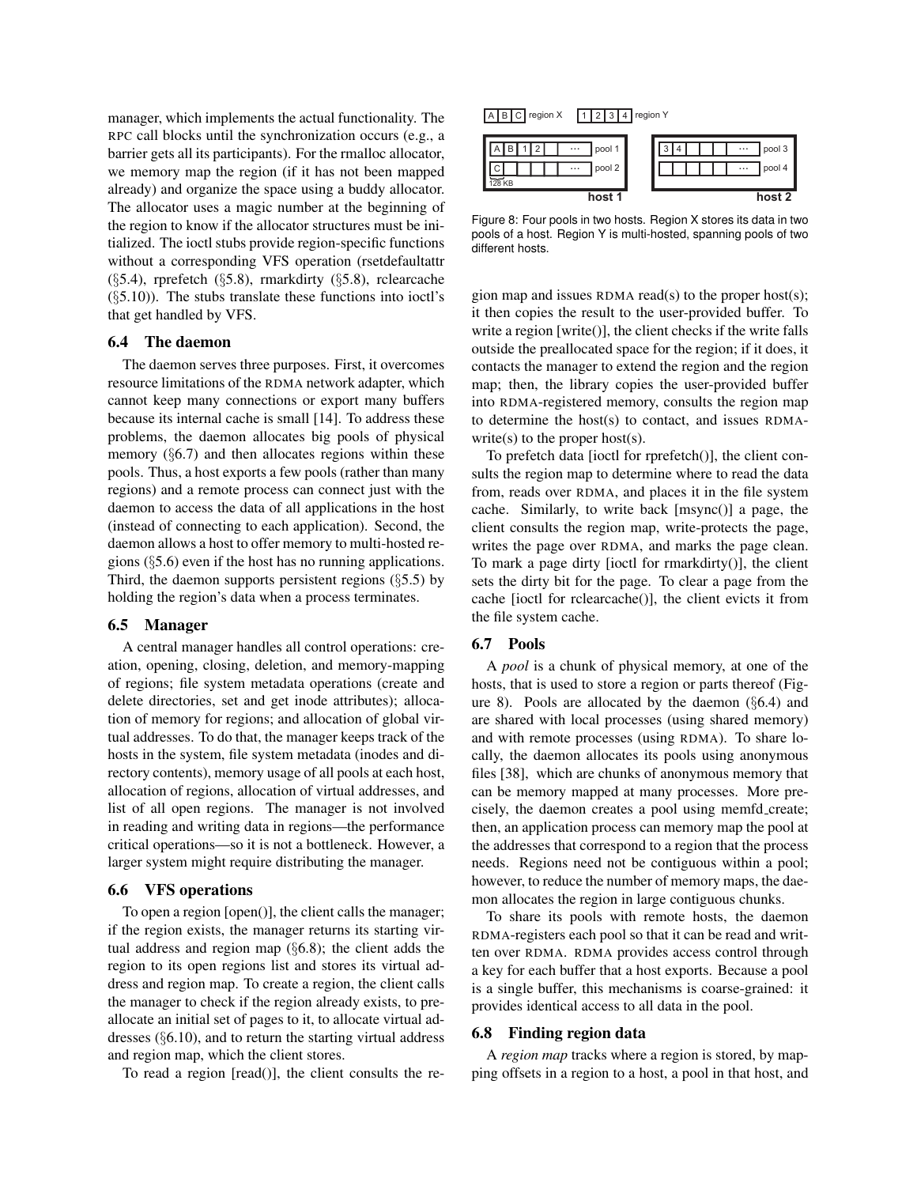manager, which implements the actual functionality. The RPC call blocks until the synchronization occurs (e.g., a barrier gets all its participants). For the rmalloc allocator, we memory map the region (if it has not been mapped already) and organize the space using a buddy allocator. The allocator uses a magic number at the beginning of the region to know if the allocator structures must be initialized. The ioctl stubs provide region-specific functions without a corresponding VFS operation (rsetdefaultattr (§5.4), rprefetch (§5.8), rmarkdirty (§5.8), rclearcache (§5.10)). The stubs translate these functions into ioctl's that get handled by VFS.

### 6.4 The daemon

The daemon serves three purposes. First, it overcomes resource limitations of the RDMA network adapter, which cannot keep many connections or export many buffers because its internal cache is small [14]. To address these problems, the daemon allocates big pools of physical memory (§6.7) and then allocates regions within these pools. Thus, a host exports a few pools (rather than many regions) and a remote process can connect just with the daemon to access the data of all applications in the host (instead of connecting to each application). Second, the daemon allows a host to offer memory to multi-hosted regions (§5.6) even if the host has no running applications. Third, the daemon supports persistent regions (§5.5) by holding the region's data when a process terminates.

### 6.5 Manager

A central manager handles all control operations: creation, opening, closing, deletion, and memory-mapping of regions; file system metadata operations (create and delete directories, set and get inode attributes); allocation of memory for regions; and allocation of global virtual addresses. To do that, the manager keeps track of the hosts in the system, file system metadata (inodes and directory contents), memory usage of all pools at each host, allocation of regions, allocation of virtual addresses, and list of all open regions. The manager is not involved in reading and writing data in regions—the performance critical operations—so it is not a bottleneck. However, a larger system might require distributing the manager.

### 6.6 VFS operations

To open a region [open()], the client calls the manager; if the region exists, the manager returns its starting virtual address and region map (§6.8); the client adds the region to its open regions list and stores its virtual address and region map. To create a region, the client calls the manager to check if the region already exists, to preallocate an initial set of pages to it, to allocate virtual addresses (§6.10), and to return the starting virtual address and region map, which the client stores.

To read a region [read()], the client consults the region map and issues RDMA read(s) to the proper host(s); it then copies the result to the user-provided buffer. To write a region [write()], the client checks if the write falls outside the preallocated space for the region; if it does, it contacts the manager to extend the region and the region map; then, the library copies the user-provided buffer into RDMA-registered memory, consults the region map to determine the host(s) to contact, and issues RDMA-write(s) to the proper host(s).

To prefetch data [ioctl for rprefetch()], the client consults the region map to determine where to read the data from, reads over RDMA, and places it in the file system cache. Similarly, to write back [msync()] a page, the client consults the region map, write-protects the page, writes the page over RDMA, and marks the page clean. To mark a page dirty [ioctl for rmarkdirty()], the client sets the dirty bit for the page. To clear a page from the cache [ioctl for rclearcache()], the client evicts it from the file system cache.

Figure 8: Four pools in two hosts. Region X stores its data in two pools of a host. Region Y is multi-hosted, spanning pools of two different hosts.

### 6.7 Pools

A *pool* is a chunk of physical memory, at one of the hosts, that is used to store a region or parts thereof (Figure 8). Pools are allocated by the daemon (§6.4) and are shared with local processes (using shared memory) and with remote processes (using RDMA). To share locally, the daemon allocates its pools using anonymous files [38], which are chunks of anonymous memory that can be memory mapped at many processes. More precisely, the daemon creates a pool using memfd_create; then, an application process can memory map the pool at the addresses that correspond to a region that the process needs. Regions need not be contiguous within a pool; however, to reduce the number of memory maps, the daemon allocates the region in large contiguous chunks.

To share its pools with remote hosts, the daemon RDMA-registers each pool so that it can be read and written over RDMA. RDMA provides access control through a key for each buffer that a host exports. Because a pool is a single buffer, this mechanisms is coarse-grained: it provides identical access to all data in the pool.

### 6.8 Finding region data

A *region map* tracks where a region is stored, by mapping offsets in a region to a host, a pool in that host, and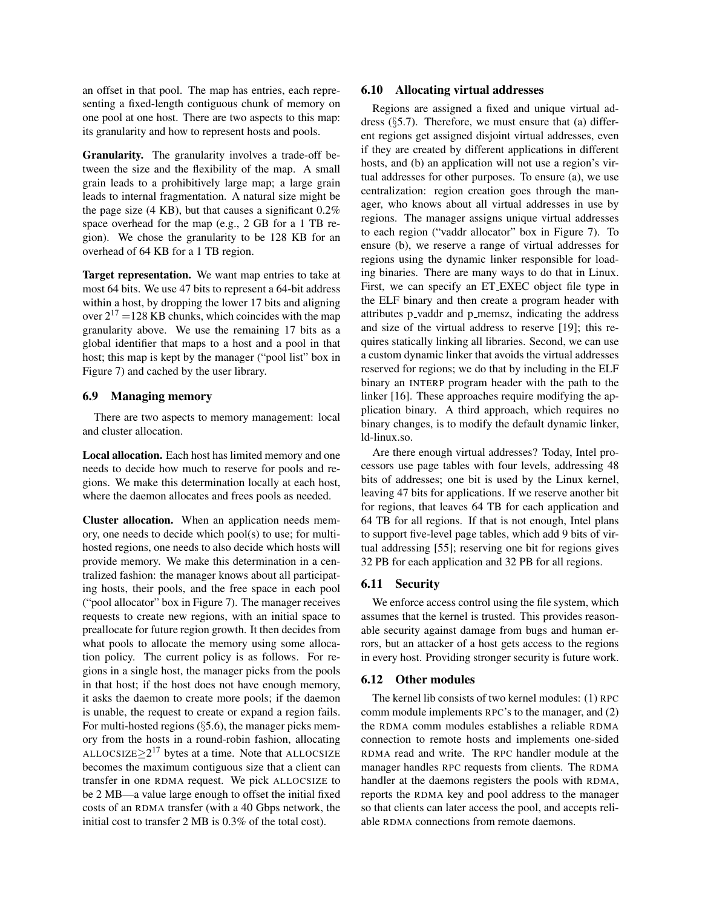an offset in that pool. The map has entries, each representing a fixed-length contiguous chunk of memory on one pool at one host. There are two aspects to this map: its granularity and how to represent hosts and pools.

**Granularity.** The granularity involves a trade-off between the size and the flexibility of the map. A small grain leads to a prohibitively large map; a large grain leads to internal fragmentation. A natural size might be the page size (4 KB), but that causes a significant 0.2% space overhead for the map (e.g., 2 GB for a 1 TB region). We chose the granularity to be 128 KB for an overhead of 64 KB for a 1 TB region.

**Target representation.** We want map entries to take at most 64 bits. We use 47 bits to represent a 64-bit address within a host, by dropping the lower 17 bits and aligning over $2^{17}$ =128 KB chunks, which coincides with the map granularity above. We use the remaining 17 bits as a global identifier that maps to a host and a pool in that host; this map is kept by the manager ("pool list" box in Figure 7) and cached by the user library.

### 6.9 Managing memory

There are two aspects to memory management: local and cluster allocation.

**Local allocation.** Each host has limited memory and one needs to decide how much to reserve for pools and regions. We make this determination locally at each host, where the daemon allocates and frees pools as needed.

**Cluster allocation.** When an application needs memory, one needs to decide which pool(s) to use; for multi-hosted regions, one needs to also decide which hosts will provide memory. We make this determination in a centralized fashion: the manager knows about all participating hosts, their pools, and the free space in each pool ("pool allocator" box in Figure 7). The manager receives requests to create new regions, with an initial space to preallocate for future region growth. It then decides from what pools to allocate the memory using some allocation policy. The current policy is as follows. For regions in a single host, the manager picks from the pools in that host; if the host does not have enough memory, it asks the daemon to create more pools; if the daemon is unable, the request to create or expand a region fails. For multi-hosted regions (§5.6), the manager picks memory from the hosts in a round-robin fashion, allocating ALLOCSIZE$\geq 2^{17}$ bytes at a time. Note that ALLOCSIZE becomes the maximum contiguous size that a client can transfer in one RDMA request. We pick ALLOCSIZE to be 2 MB—a value large enough to offset the initial fixed costs of an RDMA transfer (with a 40 Gbps network, the initial cost to transfer 2 MB is 0.3% of the total cost).

### 6.10 Allocating virtual addresses

Regions are assigned a fixed and unique virtual address (§5.7). Therefore, we must ensure that (a) different regions get assigned disjoint virtual addresses, even if they are created by different applications in different hosts, and (b) an application will not use a region's virtual addresses for other purposes. To ensure (a), we use centralization: region creation goes through the manager, who knows about all virtual addresses in use by regions. The manager assigns unique virtual addresses to each region ("vaddr allocator" box in Figure 7). To ensure (b), we reserve a range of virtual addresses for regions using the dynamic linker responsible for loading binaries. There are many ways to do that in Linux. First, we can specify an ET_EXEC object file type in the ELF binary and then create a program header with attributes p_vaddr and p_memsz, indicating the address and size of the virtual address to reserve [19]; this requires statically linking all libraries. Second, we can use a custom dynamic linker that avoids the virtual addresses reserved for regions; we do that by including in the ELF binary an INTERP program header with the path to the linker [16]. These approaches require modifying the application binary. A third approach, which requires no binary changes, is to modify the default dynamic linker, ld-linux.so.

Are there enough virtual addresses? Today, Intel processors use page tables with four levels, addressing 48 bits of addresses; one bit is used by the Linux kernel, leaving 47 bits for applications. If we reserve another bit for regions, that leaves 64 TB for each application and 64 TB for all regions. If that is not enough, Intel plans to support five-level page tables, which add 9 bits of virtual addressing [55]; reserving one bit for regions gives 32 PB for each application and 32 PB for all regions.

### 6.11 Security

We enforce access control using the file system, which assumes that the kernel is trusted. This provides reasonable security against damage from bugs and human errors, but an attacker of a host gets access to the regions in every host. Providing stronger security is future work.

### 6.12 Other modules

The kernel lib consists of two kernel modules: (1) RPC comm module implements RPC's to the manager, and (2) the RDMA comm modules establishes a reliable RDMA connection to remote hosts and implements one-sided RDMA read and write. The RPC handler module at the manager handles RPC requests from clients. The RDMA handler at the daemons registers the pools with RDMA, reports the RDMA key and pool address to the manager so that clients can later access the pool, and accepts reliable RDMA connections from remote daemons.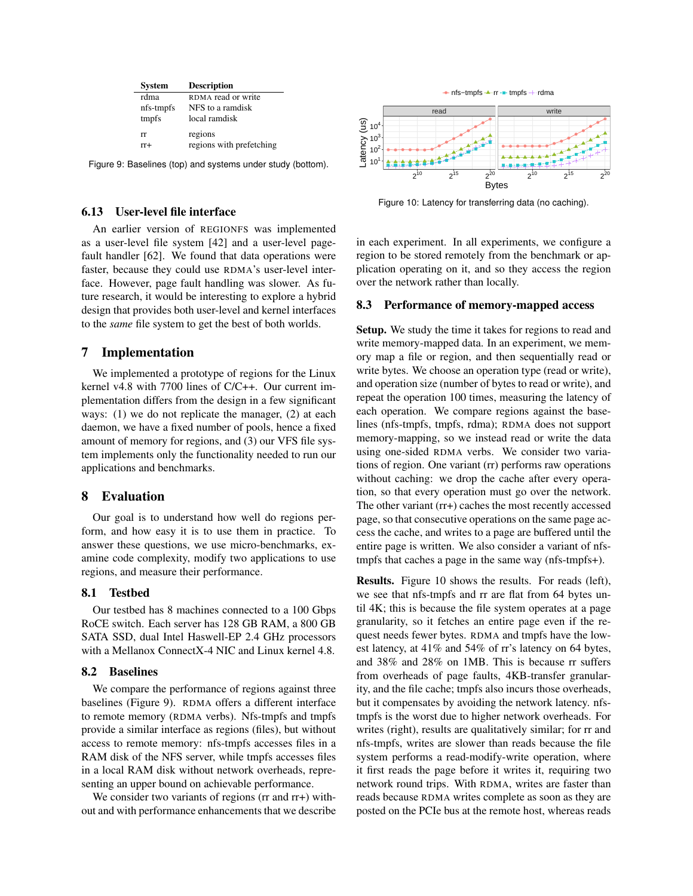| System | Description |
|---|---|
| rdma | RDMA read or write |
| nfs-tmpfs | NFS to a ramdisk |
| tmpfs | local ramdisk |
| rr | regions |
| rr+ | regions with prefetching |

Figure 9: Baselines (top) and systems under study (bottom).

### 6.13 User-level file interface

An earlier version of REGIONFS was implemented as a user-level file system [42] and a user-level page-fault handler [62]. We found that data operations were faster, because they could use RDMA's user-level interface. However, page fault handling was slower. As future research, it would be interesting to explore a hybrid design that provides both user-level and kernel interfaces to the *same* file system to get the best of both worlds.

## 7 Implementation

We implemented a prototype of regions for the Linux kernel v4.8 with 7700 lines of C/C++. Our current implementation differs from the design in a few significant ways: (1) we do not replicate the manager, (2) at each daemon, we have a fixed number of pools, hence a fixed amount of memory for regions, and (3) our VFS file system implements only the functionality needed to run our applications and benchmarks.

## 8 Evaluation

Our goal is to understand how well do regions perform, and how easy it is to use them in practice. To answer these questions, we use micro-benchmarks, examine code complexity, modify two applications to use regions, and measure their performance.

### 8.1 Testbed

Our testbed has 8 machines connected to a 100 Gbps RoCE switch. Each server has 128 GB RAM, a 800 GB SATA SSD, dual Intel Haswell-EP 2.4 GHz processors with a Mellanox ConnectX-4 NIC and Linux kernel 4.8.

### 8.2 Baselines

We compare the performance of regions against three baselines (Figure 9). RDMA offers a different interface to remote memory (RDMA verbs). Nfs-tmpfs and tmpfs provide a similar interface as regions (files), but without access to remote memory: nfs-tmpfs accesses files in a RAM disk of the NFS server, while tmpfs accesses files in a local RAM disk without network overheads, representing an upper bound on achievable performance.

We consider two variants of regions (rr and rr+) without and with performance enhancements that we describe in each experiment. In all experiments, we configure a region to be stored remotely from the benchmark or application operating on it, and so they access the region over the network rather than locally.

Figure 10: Latency for transferring data (no caching).

### 8.3 Performance of memory-mapped access

**Setup.** We study the time it takes for regions to read and write memory-mapped data. In an experiment, we memory map a file or region, and then sequentially read or write bytes. We choose an operation type (read or write), and operation size (number of bytes to read or write), and repeat the operation 100 times, measuring the latency of each operation. We compare regions against the baselines (nfs-tmpfs, tmpfs, rdma); RDMA does not support memory-mapping, so we instead read or write the data using one-sided RDMA verbs. We consider two variations of region. One variant (rr) performs raw operations without caching: we drop the cache after every operation, so that every operation must go over the network. The other variant (rr+) caches the most recently accessed page, so that consecutive operations on the same page access the cache, and writes to a page are buffered until the entire page is written. We also consider a variant of nfs-tmpfs that caches a page in the same way (nfs-tmpfs+).

**Results.** Figure 10 shows the results. For reads (left), we see that nfs-tmpfs and rr are flat from 64 bytes until 4K; this is because the file system operates at a page granularity, so it fetches an entire page even if the request needs fewer bytes. RDMA and tmpfs have the lowest latency, at 41% and 54% of rr's latency on 64 bytes, and 38% and 28% on 1MB. This is because rr suffers from overheads of page faults, 4KB-transfer granularity, and the file cache; tmpfs also incurs those overheads, but it compensates by avoiding the network latency. nfs-tmpfs is the worst due to higher network overheads. For writes (right), results are qualitatively similar; for rr and nfs-tmpfs, writes are slower than reads because the file system performs a read-modify-write operation, where it first reads the page before it writes it, requiring two network round trips. With RDMA, writes are faster than reads because RDMA writes complete as soon as they are posted on the PCIe bus at the remote host, whereas reads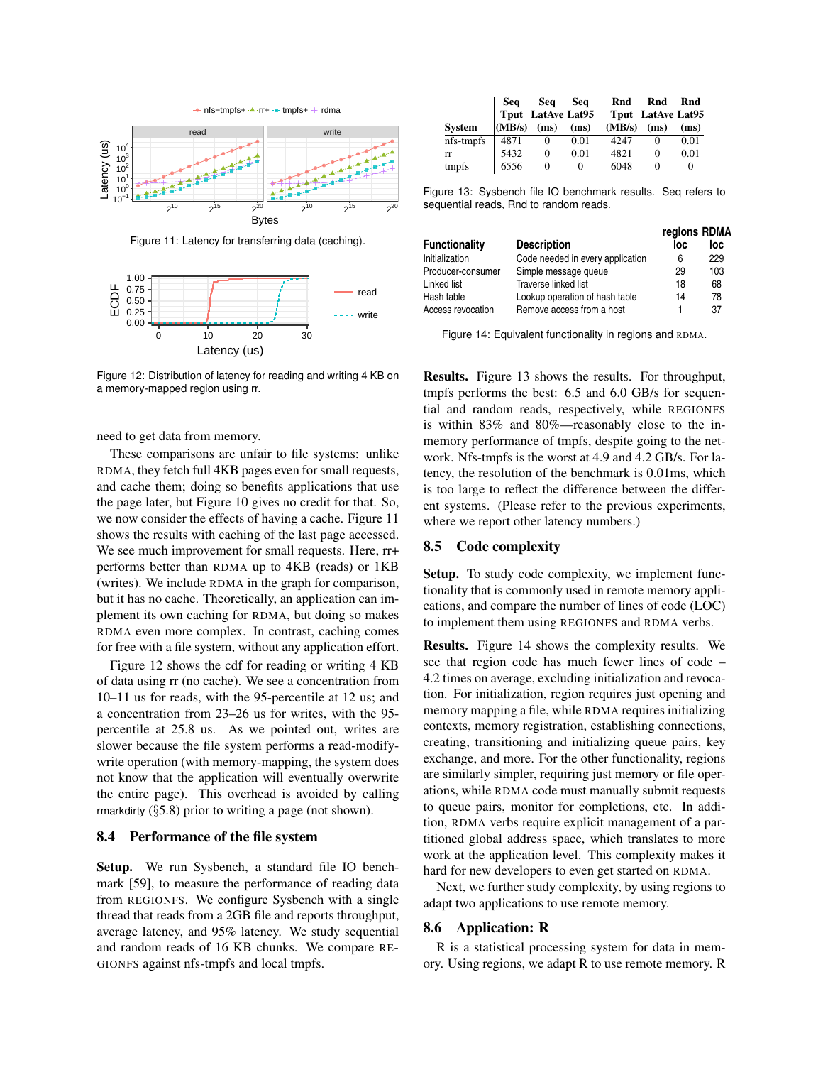Figure 11: Latency for transferring data (caching).

Figure 12: Distribution of latency for reading and writing 4 KB on a memory-mapped region using rr.

need to get data from memory.

These comparisons are unfair to file systems: unlike RDMA, they fetch full 4KB pages even for small requests, and cache them; doing so benefits applications that use the page later, but Figure 10 gives no credit for that. So, we now consider the effects of having a cache. Figure 11 shows the results with caching of the last page accessed. We see much improvement for small requests. Here, rr+ performs better than RDMA up to 4KB (reads) or 1KB (writes). We include RDMA in the graph for comparison, but it has no cache. Theoretically, an application can implement its own caching for RDMA, but doing so makes RDMA even more complex. In contrast, caching comes for free with a file system, without any application effort.

Figure 12 shows the cdf for reading or writing 4 KB of data using rr (no cache). We see a concentration from 10–11 us for reads, with the 95-percentile at 12 us; and a concentration from 23–26 us for writes, with the 95-percentile at 25.8 us. As we pointed out, writes are slower because the file system performs a read-modify-write operation (with memory-mapping, the system does not know that the application will eventually overwrite the entire page). This overhead is avoided by calling rmarkdirty (§5.8) prior to writing a page (not shown).

## 8.4 Performance of the file system

**Setup.** We run Sysbench, a standard file IO benchmark [59], to measure the performance of reading data from REGIONFS. We configure Sysbench with a single thread that reads from a 2GB file and reports throughput, average latency, and 95% latency. We study sequential and random reads of 16 KB chunks. We compare REGIONFS against nfs-tmpfs and local tmpfs.

| System | Seq Tput (MB/s) | Seq LatAve (ms) | Seq Lat95 (ms) | Rnd Tput (MB/s) | Rnd LatAve (ms) | Rnd Lat95 (ms) |
|---|---|---|---|---|---|---|
| nfs-tmpfs | 4871 | 0 | 0.01 | 4247 | 0 | 0.01 |
| rr | 5432 | 0 | 0.01 | 4821 | 0 | 0.01 |
| tmpfs | 6556 | 0 | 0 | 6048 | 0 | 0 |

Figure 13: Sysbench file IO benchmark results. Seq refers to sequential reads, Rnd to random reads.

| Functionality | Description | regions loc | RDMA loc |
|---|---|---|---|
| Initialization | Code needed in every application | 6 | 229 |
| Producer-consumer | Simple message queue | 29 | 103 |
| Linked list | Traverse linked list | 18 | 68 |
| Hash table | Lookup operation of hash table | 14 | 78 |
| Access revocation | Remove access from a host | 1 | 37 |

Figure 14: Equivalent functionality in regions and RDMA.

**Results.** Figure 13 shows the results. For throughput, tmpfs performs the best: 6.5 and 6.0 GB/s for sequential and random reads, respectively, while REGIONFS is within 83% and 80%—reasonably close to the in-memory performance of tmpfs, despite going to the network. Nfs-tmpfs is the worst at 4.9 and 4.2 GB/s. For latency, the resolution of the benchmark is 0.01ms, which is too large to reflect the difference between the different systems. (Please refer to the previous experiments, where we report other latency numbers.)

## 8.5 Code complexity

**Setup.** To study code complexity, we implement functionality that is commonly used in remote memory applications, and compare the number of lines of code (LOC) to implement them using REGIONFS and RDMA verbs.

**Results.** Figure 14 shows the complexity results. We see that region code has much fewer lines of code – 4.2 times on average, excluding initialization and revocation. For initialization, region requires just opening and memory mapping a file, while RDMA requires initializing contexts, memory registration, establishing connections, creating, transitioning and initializing queue pairs, key exchange, and more. For the other functionality, regions are similarly simpler, requiring just memory or file operations, while RDMA code must manually submit requests to queue pairs, monitor for completions, etc. In addition, RDMA verbs require explicit management of a partitioned global address space, which translates to more work at the application level. This complexity makes it hard for new developers to even get started on RDMA.

Next, we further study complexity, by using regions to adapt two applications to use remote memory.

## 8.6 Application: R

R is a statistical processing system for data in memory. Using regions, we adapt R to use remote memory. R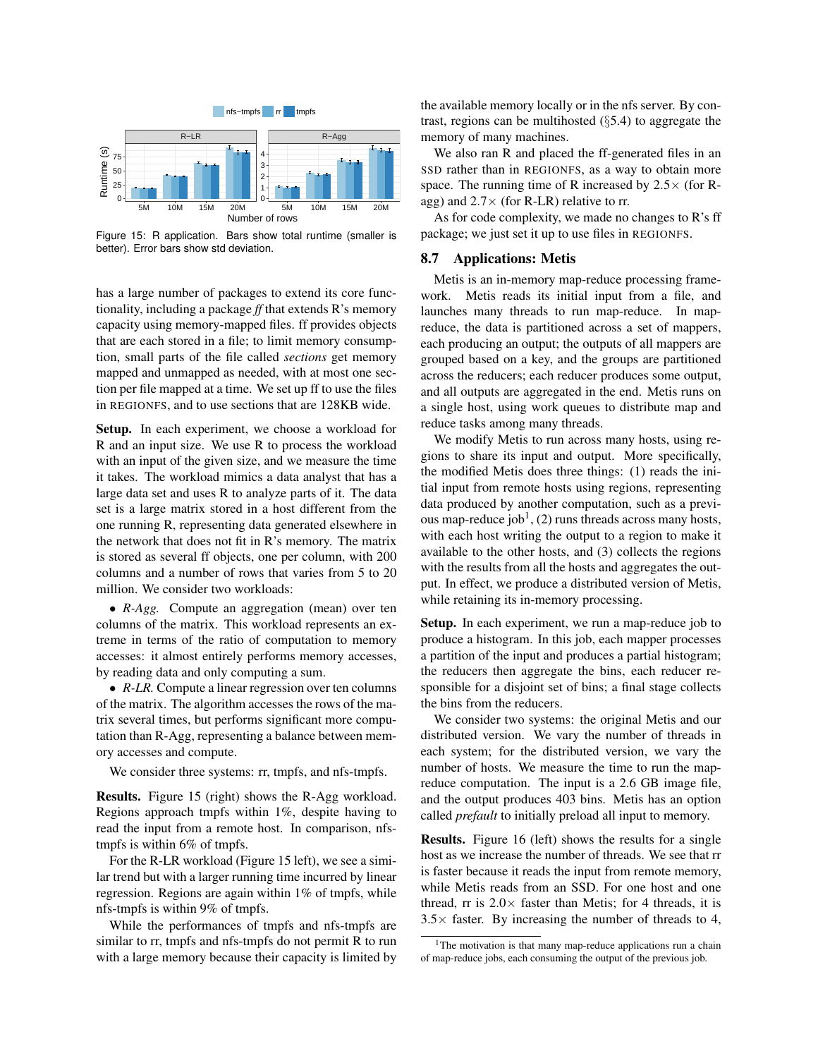Figure 15: R application. Bars show total runtime (smaller is better). Error bars show std deviation.

has a large number of packages to extend its core functionality, including a package *ff* that extends R's memory capacity using memory-mapped files. ff provides objects that are each stored in a file; to limit memory consumption, small parts of the file called *sections* get memory mapped and unmapped as needed, with at most one section per file mapped at a time. We set up ff to use the files in REGIONFS, and to use sections that are 128KB wide.

**Setup.** In each experiment, we choose a workload for R and an input size. We use R to process the workload with an input of the given size, and we measure the time it takes. The workload mimics a data analyst that has a large data set and uses R to analyze parts of it. The data set is a large matrix stored in a host different from the one running R, representing data generated elsewhere in the network that does not fit in R's memory. The matrix is stored as several ff objects, one per column, with 200 columns and a number of rows that varies from 5 to 20 million. We consider two workloads:

- *R-Agg.* Compute an aggregation (mean) over ten columns of the matrix. This workload represents an extreme in terms of the ratio of computation to memory accesses: it almost entirely performs memory accesses, by reading data and only computing a sum.
- *R-LR.* Compute a linear regression over ten columns of the matrix. The algorithm accesses the rows of the matrix several times, but performs significant more computation than R-Agg, representing a balance between memory accesses and compute.

We consider three systems: rr, tmpfs, and nfs-tmpfs.

**Results.** Figure 15 (right) shows the R-Agg workload. Regions approach tmpfs within 1%, despite having to read the input from a remote host. In comparison, nfs-tmpfs is within 6% of tmpfs.

For the R-LR workload (Figure 15 left), we see a similar trend but with a larger running time incurred by linear regression. Regions are again within 1% of tmpfs, while nfs-tmpfs is within 9% of tmpfs.

While the performances of tmpfs and nfs-tmpfs are similar to rr, tmpfs and nfs-tmpfs do not permit R to run with a large memory because their capacity is limited by the available memory locally or in the nfs server. By contrast, regions can be multihosted (§5.4) to aggregate the memory of many machines.

We also ran R and placed the ff-generated files in an SSD rather than in REGIONFS, as a way to obtain more space. The running time of R increased by 2.5× (for R-agg) and 2.7× (for R-LR) relative to rr.

As for code complexity, we made no changes to R's ff package; we just set it up to use files in REGIONFS.

## 8.7 Applications: Metis

Metis is an in-memory map-reduce processing framework. Metis reads its initial input from a file, and launches many threads to run map-reduce. In map-reduce, the data is partitioned across a set of mappers, each producing an output; the outputs of all mappers are grouped based on a key, and the groups are partitioned across the reducers; each reducer produces some output, and all outputs are aggregated in the end. Metis runs on a single host, using work queues to distribute map and reduce tasks among many threads.

We modify Metis to run across many hosts, using regions to share its input and output. More specifically, the modified Metis does three things: (1) reads the initial input from remote hosts using regions, representing data produced by another computation, such as a previous map-reduce job[1], (2) runs threads across many hosts, with each host writing the output to a region to make it available to the other hosts, and (3) collects the regions with the results from all the hosts and aggregates the output. In effect, we produce a distributed version of Metis, while retaining its in-memory processing.

**Setup.** In each experiment, we run a map-reduce job to produce a histogram. In this job, each mapper processes a partition of the input and produces a partial histogram; the reducers then aggregate the bins, each reducer responsible for a disjoint set of bins; a final stage collects the bins from the reducers.

We consider two systems: the original Metis and our distributed version. We vary the number of threads in each system; for the distributed version, we vary the number of hosts. We measure the time to run the map-reduce computation. The input is a 2.6 GB image file, and the output produces 403 bins. Metis has an option called *prefault* to initially preload all input to memory.

**Results.** Figure 16 (left) shows the results for a single host as we increase the number of threads. We see that rr is faster because it reads the input from remote memory, while Metis reads from an SSD. For one host and one thread, rr is 2.0× faster than Metis; for 4 threads, it is 3.5× faster. By increasing the number of threads to 4,

[1] The motivation is that many map-reduce applications run a chain of map-reduce jobs, each consuming the output of the previous job.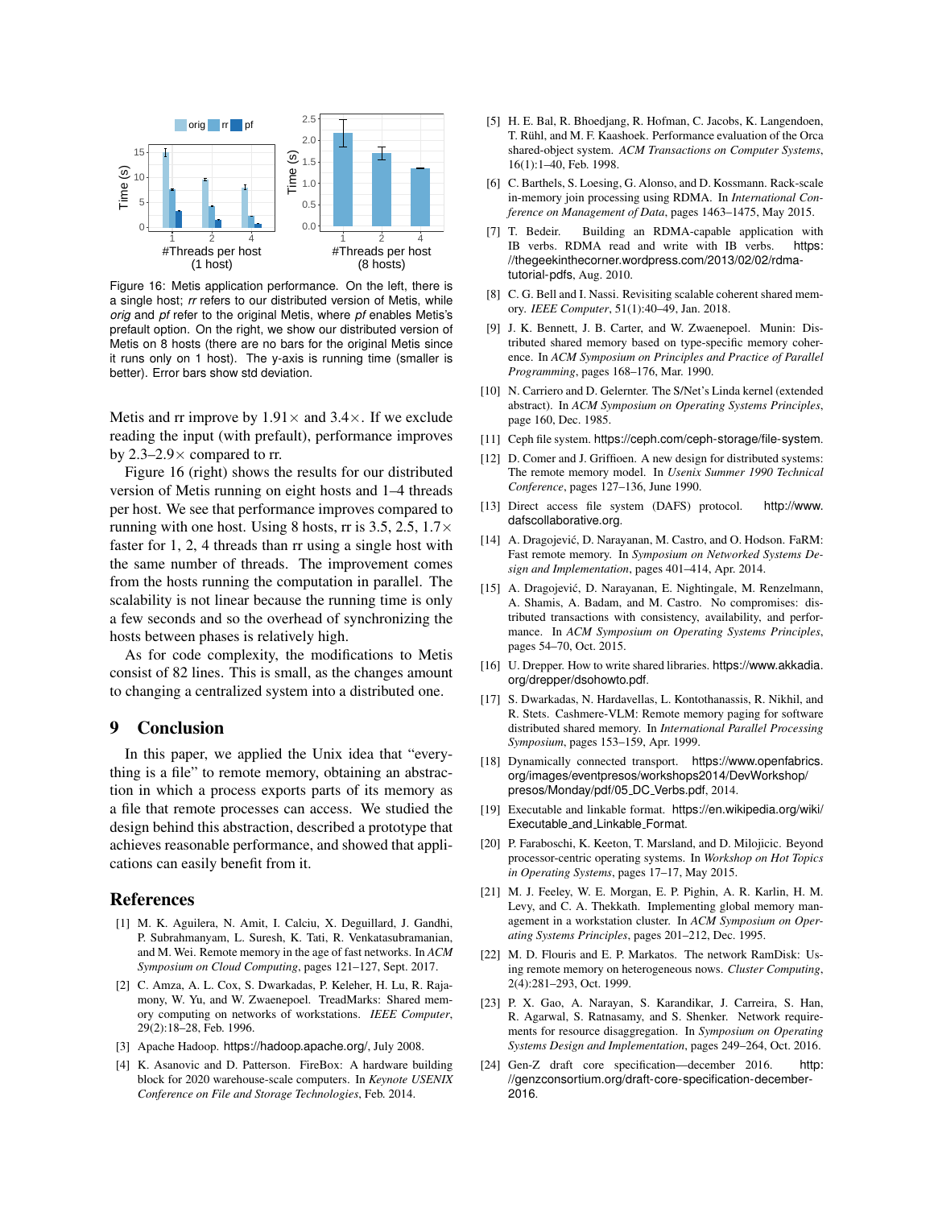Figure 16: Metis application performance. On the left, there is a single host; *rr* refers to our distributed version of Metis, while *orig* and *pf* refer to the original Metis, where *pf* enables Metis's prefault option. On the right, we show our distributed version of Metis on 8 hosts (there are no bars for the original Metis since it runs only on 1 host). The y-axis is running time (smaller is better). Error bars show std deviation.

Metis and rr improve by 1.91× and 3.4×. If we exclude reading the input (with prefault), performance improves by 2.3–2.9× compared to rr.

Figure 16 (right) shows the results for our distributed version of Metis running on eight hosts and 1–4 threads per host. We see that performance improves compared to running with one host. Using 8 hosts, rr is 3.5, 2.5, 1.7× faster for 1, 2, 4 threads than rr using a single host with the same number of threads. The improvement comes from the hosts running the computation in parallel. The scalability is not linear because the running time is only a few seconds and so the overhead of synchronizing the hosts between phases is relatively high.

As for code complexity, the modifications to Metis consist of 82 lines. This is small, as the changes amount to changing a centralized system into a distributed one.

# 9 Conclusion

In this paper, we applied the Unix idea that "everything is a file" to remote memory, obtaining an abstraction in which a process exports parts of its memory as a file that remote processes can access. We studied the design behind this abstraction, described a prototype that achieves reasonable performance, and showed that applications can easily benefit from it.

# References

[1] M. K. Aguilera, N. Amit, I. Calciu, X. Deguillard, J. Gandhi, P. Subrahmanyam, L. Suresh, K. Tati, R. Venkatasubramanian, and M. Wei. Remote memory in the age of fast networks. In *ACM Symposium on Cloud Computing*, pages 121–127, Sept. 2017.

[2] C. Amza, A. L. Cox, S. Dwarkadas, P. Keleher, H. Lu, R. Rajamony, W. Yu, and W. Zwaenepoel. TreadMarks: Shared memory computing on networks of workstations. *IEEE Computer*, 29(2):18–28, Feb. 1996.

[3] Apache Hadoop. https://hadoop.apache.org/, July 2008.

[4] K. Asanovic and D. Patterson. FireBox: A hardware building block for 2020 warehouse-scale computers. In *Keynote USENIX Conference on File and Storage Technologies*, Feb. 2014.

[5] H. E. Bal, R. Bhoedjang, R. Hofman, C. Jacobs, K. Langendoen, T. Rühl, and M. F. Kaashoek. Performance evaluation of the Orca shared-object system. *ACM Transactions on Computer Systems*, 16(1):1–40, Feb. 1998.

[6] C. Barthels, S. Loesing, G. Alonso, and D. Kossmann. Rack-scale in-memory join processing using RDMA. In *International Conference on Management of Data*, pages 1463–1475, May 2015.

[7] T. Bedeir. Building an RDMA-capable application with IB verbs. RDMA read and write with IB verbs. https://thegeekinthecorner.wordpress.com/2013/02/02/rdma-tutorial-pdfs, Aug. 2010.

[8] C. G. Bell and I. Nassi. Revisiting scalable coherent shared memory. *IEEE Computer*, 51(1):40–49, Jan. 2018.

[9] J. K. Bennett, J. B. Carter, and W. Zwaenepoel. Munin: Distributed shared memory based on type-specific memory coherence. In *ACM Symposium on Principles and Practice of Parallel Programming*, pages 168–176, Mar. 1990.

[10] N. Carriero and D. Gelernter. The S/Net's Linda kernel (extended abstract). In *ACM Symposium on Operating Systems Principles*, page 160, Dec. 1985.

[11] Ceph file system. https://ceph.com/ceph-storage/file-system.

[12] D. Comer and J. Griffioen. A new design for distributed systems: The remote memory model. In *Usenix Summer 1990 Technical Conference*, pages 127–136, June 1990.

[13] Direct access file system (DAFS) protocol. http://www.dafscollaborative.org.

[14] A. Dragojević, D. Narayanan, M. Castro, and O. Hodson. FaRM: Fast remote memory. In *Symposium on Networked Systems Design and Implementation*, pages 401–414, Apr. 2014.

[15] A. Dragojević, D. Narayanan, E. Nightingale, M. Renzelmann, A. Shamis, A. Badam, and M. Castro. No compromises: distributed transactions with consistency, availability, and performance. In *ACM Symposium on Operating Systems Principles*, pages 54–70, Oct. 2015.

[16] U. Drepper. How to write shared libraries. https://www.akkadia.org/drepper/dsohowto.pdf.

[17] S. Dwarkadas, N. Hardavellas, L. Kontothanassis, R. Nikhil, and R. Stets. Cashmere-VLM: Remote memory paging for software distributed shared memory. In *International Parallel Processing Symposium*, pages 153–159, Apr. 1999.

[18] Dynamically connected transport. https://www.openfabrics.org/images/eventpresos/workshops2014/DevWorkshop/presos/Monday/pdf/05_DC_Verbs.pdf, 2014.

[19] Executable and linkable format. https://en.wikipedia.org/wiki/Executable_and_Linkable_Format.

[20] P. Faraboschi, K. Keeton, T. Marsland, and D. Milojicic. Beyond processor-centric operating systems. In *Workshop on Hot Topics in Operating Systems*, pages 17–17, May 2015.

[21] M. J. Feeley, W. E. Morgan, E. P. Pighin, A. R. Karlin, H. M. Levy, and C. A. Thekkath. Implementing global memory management in a workstation cluster. In *ACM Symposium on Operating Systems Principles*, pages 201–212, Dec. 1995.

[22] M. D. Flouris and E. P. Markatos. The network RamDisk: Using remote memory on heterogeneous nows. *Cluster Computing*, 2(4):281–293, Oct. 1999.

[23] P. X. Gao, A. Narayan, S. Karandikar, J. Carreira, S. Han, R. Agarwal, S. Ratnasamy, and S. Shenker. Network requirements for resource disaggregation. In *Symposium on Operating Systems Design and Implementation*, pages 249–264, Oct. 2016.

[24] Gen-Z draft core specification—december 2016. http://genzconsortium.org/draft-core-specification-december-2016.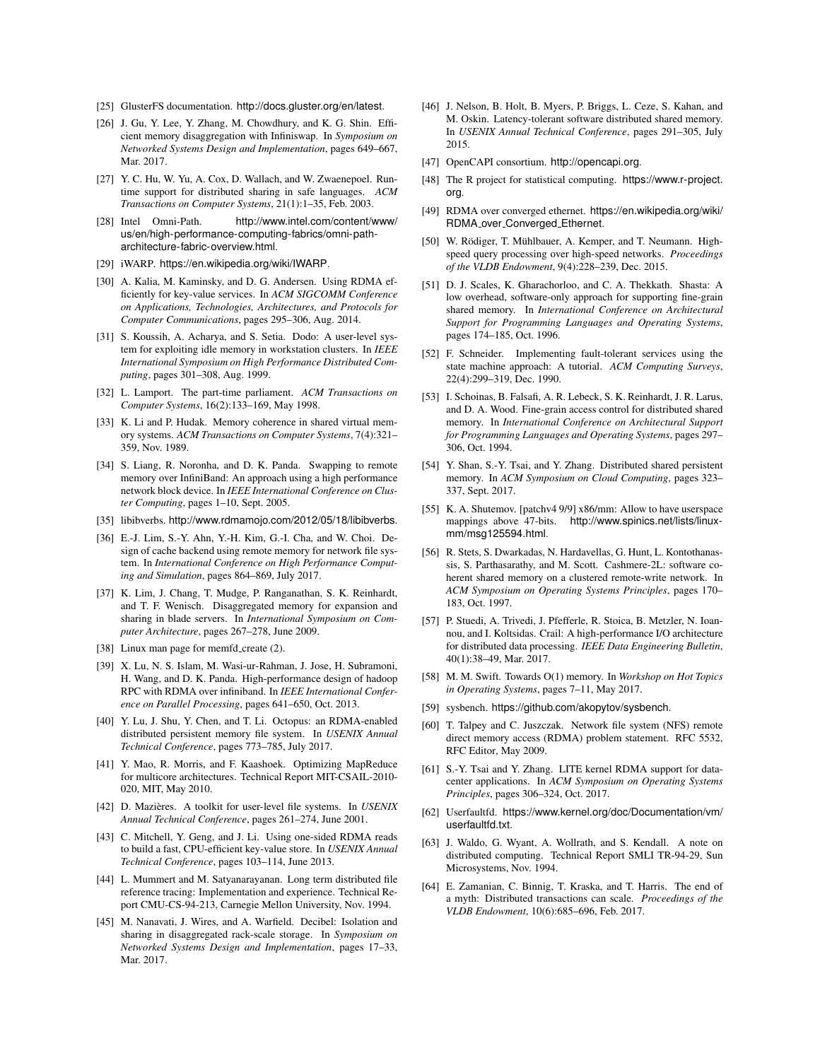[25] GlusterFS documentation. http://docs.gluster.org/en/latest.

[26] J. Gu, Y. Lee, Y. Zhang, M. Chowdhury, and K. G. Shin. Efficient memory disaggregation with Infiniswap. In *Symposium on Networked Systems Design and Implementation*, pages 649–667, Mar. 2017.

[27] Y. C. Hu, W. Yu, A. Cox, D. Wallach, and W. Zwaenepoel. Runtime support for distributed sharing in safe languages. *ACM Transactions on Computer Systems*, 21(1):1–35, Feb. 2003.

[28] Intel Omni-Path. http://www.intel.com/content/www/us/en/high-performance-computing-fabrics/omni-path-architecture-fabric-overview.html.

[29] iWARP. https://en.wikipedia.org/wiki/IWARP.

[30] A. Kalia, M. Kaminsky, and D. G. Andersen. Using RDMA efficiently for key-value services. In *ACM SIGCOMM Conference on Applications, Technologies, Architectures, and Protocols for Computer Communications*, pages 295–306, Aug. 2014.

[31] S. Koussih, A. Acharya, and S. Setia. Dodo: A user-level system for exploiting idle memory in workstation clusters. In *IEEE International Symposium on High Performance Distributed Computing*, pages 301–308, Aug. 1999.

[32] L. Lamport. The part-time parliament. *ACM Transactions on Computer Systems*, 16(2):133–169, May 1998.

[33] K. Li and P. Hudak. Memory coherence in shared virtual memory systems. *ACM Transactions on Computer Systems*, 7(4):321–359, Nov. 1989.

[34] S. Liang, R. Noronha, and D. K. Panda. Swapping to remote memory over InfiniBand: An approach using a high performance network block device. In *IEEE International Conference on Cluster Computing*, pages 1–10, Sept. 2005.

[35] libibverbs. http://www.rdmamojo.com/2012/05/18/libibverbs.

[36] E.-J. Lim, S.-Y. Ahn, Y.-H. Kim, G.-I. Cha, and W. Choi. Design of cache backend using remote memory for network file system. In *International Conference on High Performance Computing and Simulation*, pages 864–869, July 2017.

[37] K. Lim, J. Chang, T. Mudge, P. Ranganathan, S. K. Reinhardt, and T. F. Wenisch. Disaggregated memory for expansion and sharing in blade servers. In *International Symposium on Computer Architecture*, pages 267–278, June 2009.

[38] Linux man page for memfd_create (2).

[39] X. Lu, N. S. Islam, M. Wasi-ur-Rahman, J. Jose, H. Subramoni, H. Wang, and D. K. Panda. High-performance design of hadoop RPC with RDMA over infiniband. In *IEEE International Conference on Parallel Processing*, pages 641–650, Oct. 2013.

[40] Y. Lu, J. Shu, Y. Chen, and T. Li. Octopus: an RDMA-enabled distributed persistent memory file system. In *USENIX Annual Technical Conference*, pages 773–785, July 2017.

[41] Y. Mao, R. Morris, and F. Kaashoek. Optimizing MapReduce for multicore architectures. Technical Report MIT-CSAIL-2010-020, MIT, May 2010.

[42] D. Mazières. A toolkit for user-level file systems. In *USENIX Annual Technical Conference*, pages 261–274, June 2001.

[43] C. Mitchell, Y. Geng, and J. Li. Using one-sided RDMA reads to build a fast, CPU-efficient key-value store. In *USENIX Annual Technical Conference*, pages 103–114, June 2013.

[44] L. Mummert and M. Satyanarayanan. Long term distributed file reference tracing: Implementation and experience. Technical Report CMU-CS-94-213, Carnegie Mellon University, Nov. 1994.

[45] M. Nanavati, J. Wires, and A. Warfield. Decibel: Isolation and sharing in disaggregated rack-scale storage. In *Symposium on Networked Systems Design and Implementation*, pages 17–33, Mar. 2017.

[46] J. Nelson, B. Holt, B. Myers, P. Briggs, L. Ceze, S. Kahan, and M. Oskin. Latency-tolerant software distributed shared memory. In *USENIX Annual Technical Conference*, pages 291–305, July 2015.

[47] OpenCAPI consortium. http://opencapi.org.

[48] The R project for statistical computing. https://www.r-project.org.

[49] RDMA over converged ethernet. https://en.wikipedia.org/wiki/RDMA_over_Converged_Ethernet.

[50] W. Rödiger, T. Mühlbauer, A. Kemper, and T. Neumann. High-speed query processing over high-speed networks. *Proceedings of the VLDB Endowment*, 9(4):228–239, Dec. 2015.

[51] D. J. Scales, K. Gharachorloo, and C. A. Thekkath. Shasta: A low overhead, software-only approach for supporting fine-grain shared memory. In *International Conference on Architectural Support for Programming Languages and Operating Systems*, pages 174–185, Oct. 1996.

[52] F. Schneider. Implementing fault-tolerant services using the state machine approach: A tutorial. *ACM Computing Surveys*, 22(4):299–319, Dec. 1990.

[53] I. Schoinas, B. Falsafi, A. R. Lebeck, S. K. Reinhardt, J. R. Larus, and D. A. Wood. Fine-grain access control for distributed shared memory. In *International Conference on Architectural Support for Programming Languages and Operating Systems*, pages 297–306, Oct. 1994.

[54] Y. Shan, S.-Y. Tsai, and Y. Zhang. Distributed shared persistent memory. In *ACM Symposium on Cloud Computing*, pages 323–337, Sept. 2017.

[55] K. A. Shutemov. [patchv4 9/9] x86/mm: Allow to have userspace mappings above 47-bits. http://www.spinics.net/lists/linux-mm/msg125594.html.

[56] R. Stets, S. Dwarkadas, N. Hardavellas, G. Hunt, L. Kontothanassis, S. Parthasarathy, and M. Scott. Cashmere-2L: software coherent shared memory on a clustered remote-write network. In *ACM Symposium on Operating Systems Principles*, pages 170–183, Oct. 1997.

[57] P. Stuedi, A. Trivedi, J. Pfefferle, R. Stoica, B. Metzler, N. Ioannou, and I. Koltsidas. Crail: A high-performance I/O architecture for distributed data processing. *IEEE Data Engineering Bulletin*, 40(1):38–49, Mar. 2017.

[58] M. M. Swift. Towards O(1) memory. In *Workshop on Hot Topics in Operating Systems*, pages 7–11, May 2017.

[59] sysbench. https://github.com/akopytov/sysbench.

[60] T. Talpey and C. Juszczak. Network file system (NFS) remote direct memory access (RDMA) problem statement. RFC 5532, RFC Editor, May 2009.

[61] S.-Y. Tsai and Y. Zhang. LITE kernel RDMA support for datacenter applications. In *ACM Symposium on Operating Systems Principles*, pages 306–324, Oct. 2017.

[62] Userfaultfd. https://www.kernel.org/doc/Documentation/vm/userfaultfd.txt.

[63] J. Waldo, G. Wyant, A. Wollrath, and S. Kendall. A note on distributed computing. Technical Report SMLI TR-94-29, Sun Microsystems, Nov. 1994.

[64] E. Zamanian, C. Binnig, T. Kraska, and T. Harris. The end of a myth: Distributed transactions can scale. *Proceedings of the VLDB Endowment*, 10(6):685–696, Feb. 2017.